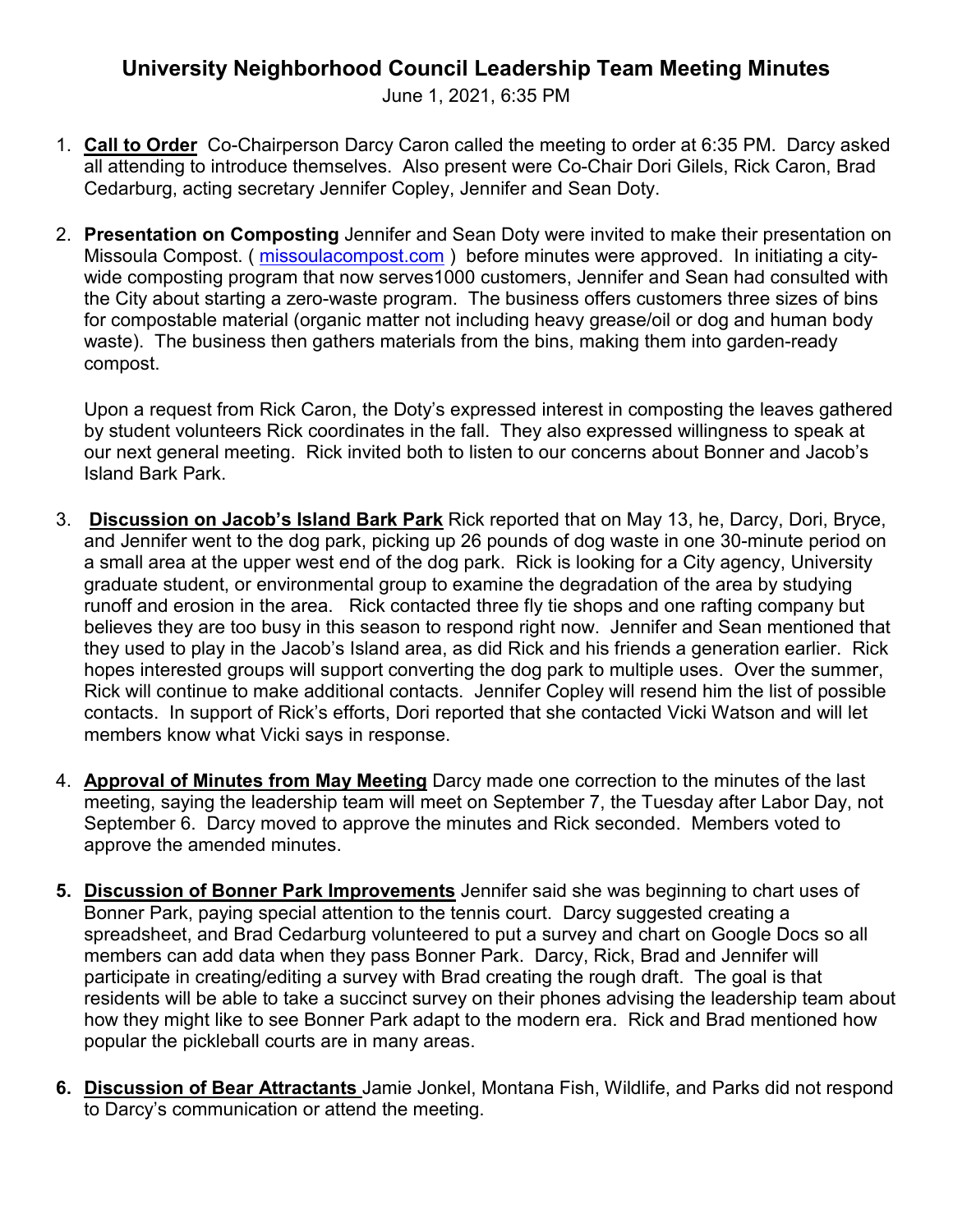# University Neighborhood Council Leadership Team Meeting Minutes

June 1, 2021, 6:35 PM

1. **Call to Order** Co-Chairperson Darcy Caron called the meeting to order at 6:35 PM. Darcy asked all attending to introduce themselves. Also present were Co-Chair Dori Gilels, Rick Caron, Brad Cedarburg, acting secretary Jennifer Copley, Jennifer and Sean Doty.

2. **Presentation on Composting** Jennifer and Sean Doty were invited to make their presentation on Missoula Compost. ( [missoulacompost.com](missoulacompost.com) ) before minutes were approved. In initiating a city-wide composting program that now serves1000 customers, Jennifer and Sean had consulted with the City about starting a zero-waste program. The business offers customers three sizes of bins for compostable material (organic matter not including heavy grease/oil or dog and human body waste). The business then gathers materials from the bins, making them into garden-ready compost.

   Upon a request from Rick Caron, the Doty's expressed interest in composting the leaves gathered by student volunteers Rick coordinates in the fall. They also expressed willingness to speak at our next general meeting. Rick invited both to listen to our concerns about Bonner and Jacob's Island Bark Park.

3. **Discussion on Jacob's Island Bark Park** Rick reported that on May 13, he, Darcy, Dori, Bryce, and Jennifer went to the dog park, picking up 26 pounds of dog waste in one 30-minute period on a small area at the upper west end of the dog park. Rick is looking for a City agency, University graduate student, or environmental group to examine the degradation of the area by studying runoff and erosion in the area. Rick contacted three fly tie shops and one rafting company but believes they are too busy in this season to respond right now. Jennifer and Sean mentioned that they used to play in the Jacob's Island area, as did Rick and his friends a generation earlier. Rick hopes interested groups will support converting the dog park to multiple uses. Over the summer, Rick will continue to make additional contacts. Jennifer Copley will resend him the list of possible contacts. In support of Rick's efforts, Dori reported that she contacted Vicki Watson and will let members know what Vicki says in response.

4. **Approval of Minutes from May Meeting** Darcy made one correction to the minutes of the last meeting, saying the leadership team will meet on September 7, the Tuesday after Labor Day, not September 6. Darcy moved to approve the minutes and Rick seconded. Members voted to approve the amended minutes.

5. **Discussion of Bonner Park Improvements** Jennifer said she was beginning to chart uses of Bonner Park, paying special attention to the tennis court. Darcy suggested creating a spreadsheet, and Brad Cedarburg volunteered to put a survey and chart on Google Docs so all members can add data when they pass Bonner Park. Darcy, Rick, Brad and Jennifer will participate in creating/editing a survey with Brad creating the rough draft. The goal is that residents will be able to take a succinct survey on their phones advising the leadership team about how they might like to see Bonner Park adapt to the modern era. Rick and Brad mentioned how popular the pickleball courts are in many areas.

6. **Discussion of Bear Attractants** Jamie Jonkel, Montana Fish, Wildlife, and Parks did not respond to Darcy's communication or attend the meeting.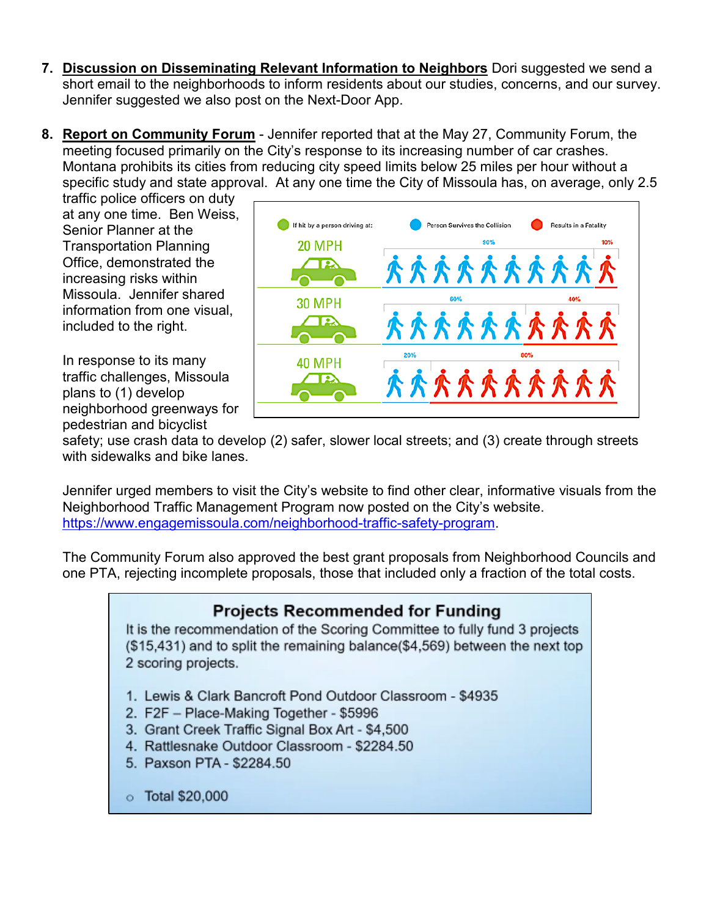7. **Discussion on Disseminating Relevant Information to Neighbors** Dori suggested we send a short email to the neighborhoods to inform residents about our studies, concerns, and our survey. Jennifer suggested we also post on the Next-Door App.

8. **Report on Community Forum** - Jennifer reported that at the May 27, Community Forum, the meeting focused primarily on the City's response to its increasing number of car crashes. Montana prohibits its cities from reducing city speed limits below 25 miles per hour without a specific study and state approval. At any one time the City of Missoula has, on average, only 2.5 traffic police officers on duty at any one time. Ben Weiss, Senior Planner at the Transportation Planning Office, demonstrated the increasing risks within Missoula. Jennifer shared information from one visual, included to the right.

   | If hit by a person driving at: | Person Survives the Collision | Results in a Fatality |
   |---|---|---|
   | 20 MPH | 90% | 10% |
   | 30 MPH | 60% | 40% |
   | 40 MPH | 20% | 80% |

   In response to its many traffic challenges, Missoula plans to (1) develop neighborhood greenways for pedestrian and bicyclist safety; use crash data to develop (2) safer, slower local streets; and (3) create through streets with sidewalks and bike lanes.

   Jennifer urged members to visit the City's website to find other clear, informative visuals from the Neighborhood Traffic Management Program now posted on the City's website. https://www.engagemissoula.com/neighborhood-traffic-safety-program.

   The Community Forum also approved the best grant proposals from Neighborhood Councils and one PTA, rejecting incomplete proposals, those that included only a fraction of the total costs.

   **Projects Recommended for Funding**

   It is the recommendation of the Scoring Committee to fully fund 3 projects ($15,431) and to split the remaining balance($4,569) between the next top 2 scoring projects.

   1. Lewis & Clark Bancroft Pond Outdoor Classroom - $4935
   2. F2F – Place-Making Together - $5996
   3. Grant Creek Traffic Signal Box Art - $4,500
   4. Rattlesnake Outdoor Classroom - $2284.50
   5. Paxson PTA - $2284.50

   - Total $20,000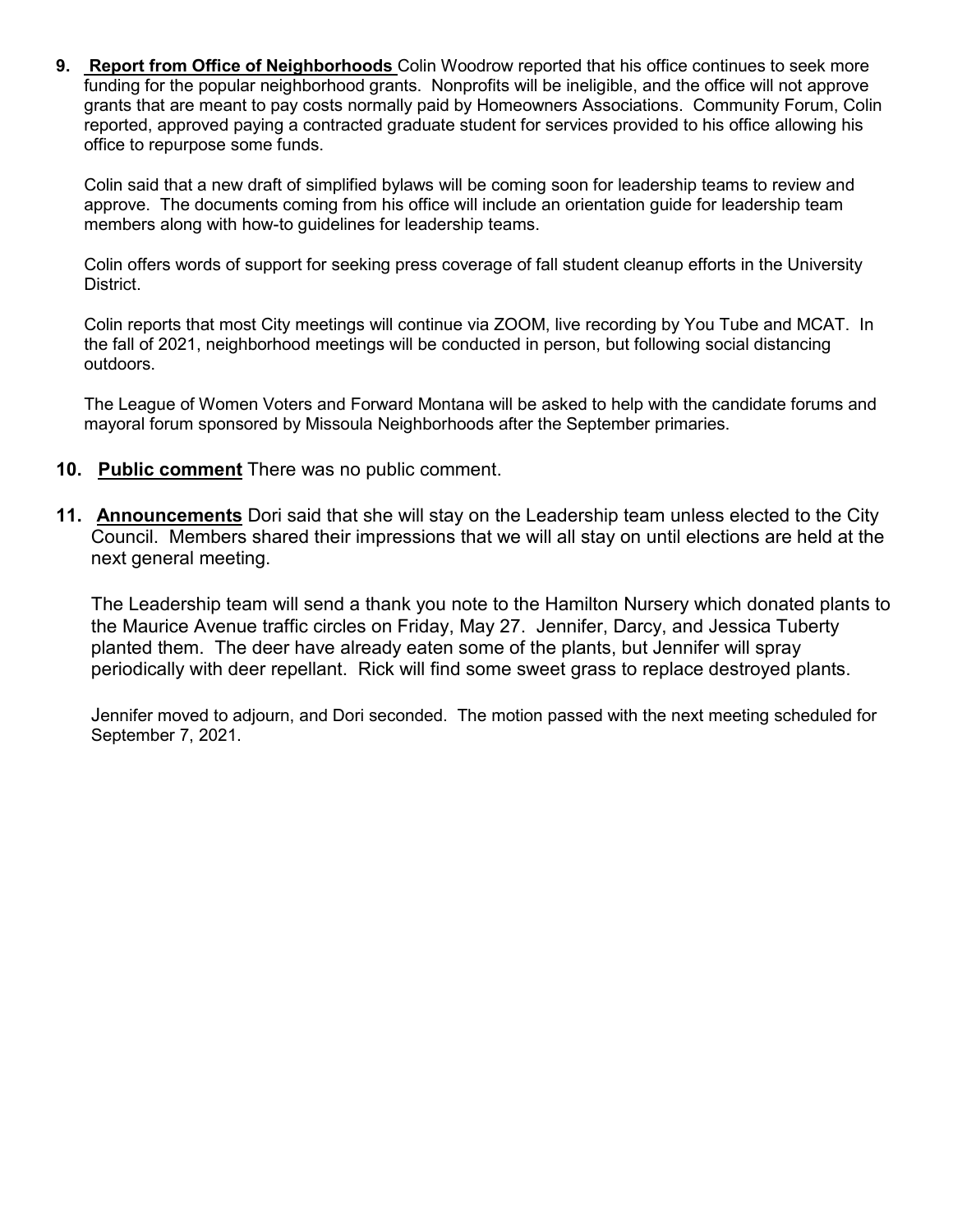9. **Report from Office of Neighborhoods** Colin Woodrow reported that his office continues to seek more funding for the popular neighborhood grants. Nonprofits will be ineligible, and the office will not approve grants that are meant to pay costs normally paid by Homeowners Associations. Community Forum, Colin reported, approved paying a contracted graduate student for services provided to his office allowing his office to repurpose some funds.

   Colin said that a new draft of simplified bylaws will be coming soon for leadership teams to review and approve. The documents coming from his office will include an orientation guide for leadership team members along with how-to guidelines for leadership teams.

   Colin offers words of support for seeking press coverage of fall student cleanup efforts in the University District.

   Colin reports that most City meetings will continue via ZOOM, live recording by You Tube and MCAT. In the fall of 2021, neighborhood meetings will be conducted in person, but following social distancing outdoors.

   The League of Women Voters and Forward Montana will be asked to help with the candidate forums and mayoral forum sponsored by Missoula Neighborhoods after the September primaries.

10. **Public comment** There was no public comment.

11. **Announcements** Dori said that she will stay on the Leadership team unless elected to the City Council. Members shared their impressions that we will all stay on until elections are held at the next general meeting.

    The Leadership team will send a thank you note to the Hamilton Nursery which donated plants to the Maurice Avenue traffic circles on Friday, May 27. Jennifer, Darcy, and Jessica Tuberty planted them. The deer have already eaten some of the plants, but Jennifer will spray periodically with deer repellant. Rick will find some sweet grass to replace destroyed plants.

    Jennifer moved to adjourn, and Dori seconded. The motion passed with the next meeting scheduled for September 7, 2021.